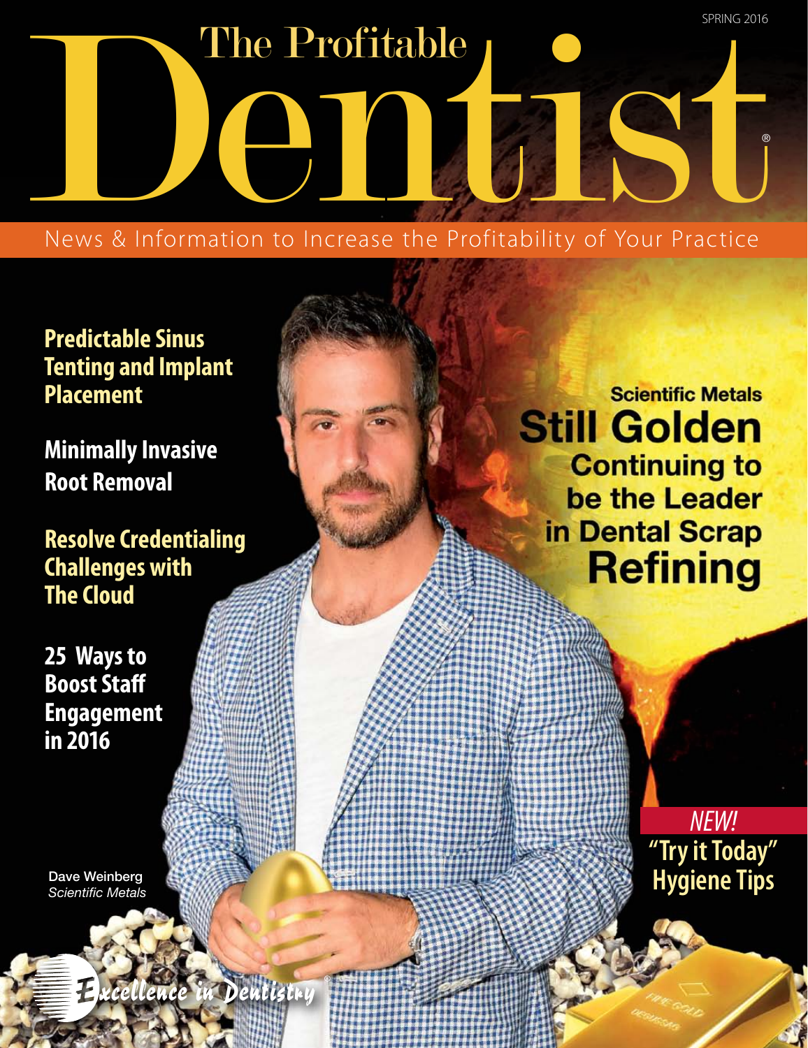SPRING 2016

# The Profitable Dentist®

News & Information to Increase the Profitability of Your Practice

## Predictable Sinus Tenting and Implant Placement

## Minimally Invasive Root Removal

## Resolve Credentialing Challenges with The Cloud

## 25 Ways to Boost Staff Engagement in 2016

## Scientific Metals Still Golden Continuing to be the Leader in Dental Scrap Refining

*NEW!* "Try it Today" Hygiene Tips

Dave Weinberg
*Scientific Metals*

Excellence in Dentistry®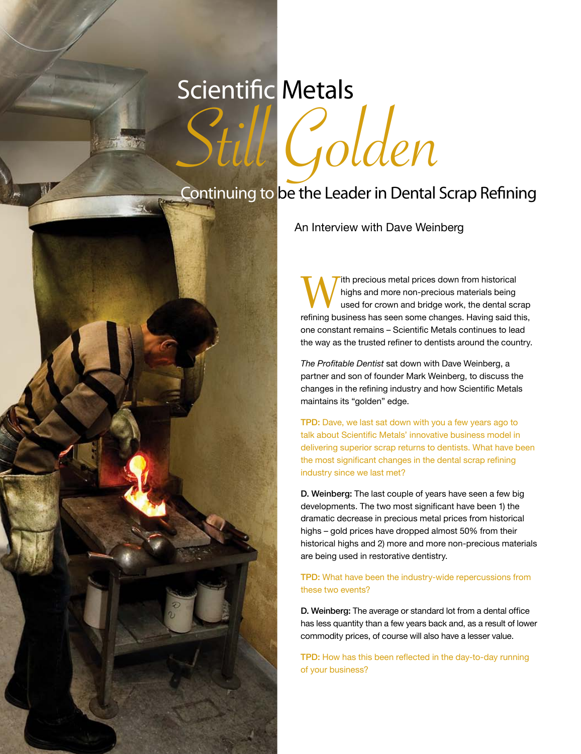# Scientific Metals

## *Still Golden*

### Continuing to be the Leader in Dental Scrap Refining

An Interview with Dave Weinberg

With precious metal prices down from historical highs and more non-precious materials being used for crown and bridge work, the dental scrap refining business has seen some changes. Having said this, one constant remains – Scientific Metals continues to lead the way as the trusted refiner to dentists around the country.

*The Profitable Dentist* sat down with Dave Weinberg, a partner and son of founder Mark Weinberg, to discuss the changes in the refining industry and how Scientific Metals maintains its "golden" edge.

**TPD:** Dave, we last sat down with you a few years ago to talk about Scientific Metals' innovative business model in delivering superior scrap returns to dentists. What have been the most significant changes in the dental scrap refining industry since we last met?

**D. Weinberg:** The last couple of years have seen a few big developments. The two most significant have been 1) the dramatic decrease in precious metal prices from historical highs – gold prices have dropped almost 50% from their historical highs and 2) more and more non-precious materials are being used in restorative dentistry.

**TPD:** What have been the industry-wide repercussions from these two events?

**D. Weinberg:** The average or standard lot from a dental office has less quantity than a few years back and, as a result of lower commodity prices, of course will also have a lesser value.

**TPD:** How has this been reflected in the day-to-day running of your business?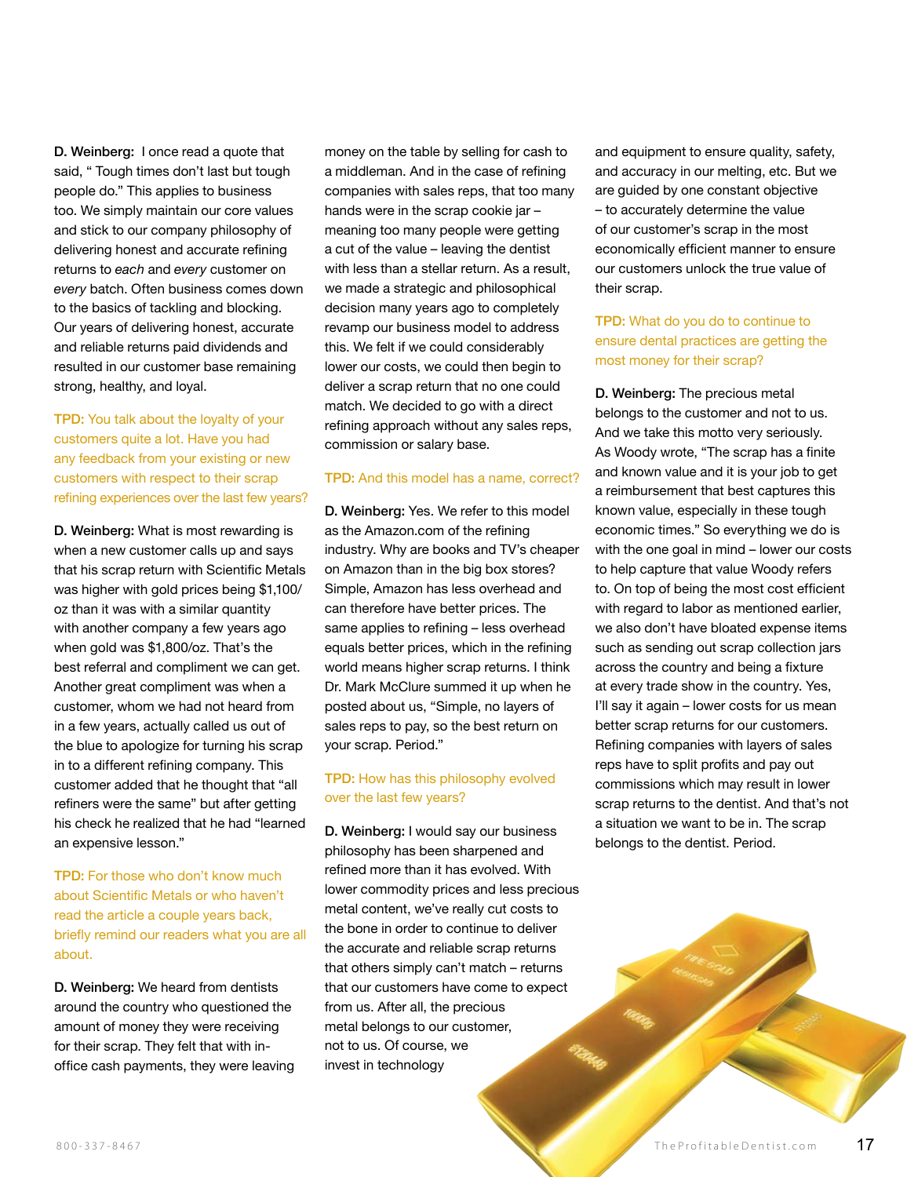**D. Weinberg:** I once read a quote that said, " Tough times don't last but tough people do." This applies to business too. We simply maintain our core values and stick to our company philosophy of delivering honest and accurate refining returns to *each* and *every* customer on *every* batch. Often business comes down to the basics of tackling and blocking. Our years of delivering honest, accurate and reliable returns paid dividends and resulted in our customer base remaining strong, healthy, and loyal.

**TPD:** You talk about the loyalty of your customers quite a lot. Have you had any feedback from your existing or new customers with respect to their scrap refining experiences over the last few years?

**D. Weinberg:** What is most rewarding is when a new customer calls up and says that his scrap return with Scientific Metals was higher with gold prices being $1,100/oz than it was with a similar quantity with another company a few years ago when gold was $1,800/oz. That's the best referral and compliment we can get. Another great compliment was when a customer, whom we had not heard from in a few years, actually called us out of the blue to apologize for turning his scrap in to a different refining company. This customer added that he thought that "all refiners were the same" but after getting his check he realized that he had "learned an expensive lesson."

**TPD:** For those who don't know much about Scientific Metals or who haven't read the article a couple years back, briefly remind our readers what you are all about.

**D. Weinberg:** We heard from dentists around the country who questioned the amount of money they were receiving for their scrap. They felt that with in-office cash payments, they were leaving money on the table by selling for cash to a middleman. And in the case of refining companies with sales reps, that too many hands were in the scrap cookie jar – meaning too many people were getting a cut of the value – leaving the dentist with less than a stellar return. As a result, we made a strategic and philosophical decision many years ago to completely revamp our business model to address this. We felt if we could considerably lower our costs, we could then begin to deliver a scrap return that no one could match. We decided to go with a direct refining approach without any sales reps, commission or salary base.

**TPD:** And this model has a name, correct?

**D. Weinberg:** Yes. We refer to this model as the Amazon.com of the refining industry. Why are books and TV's cheaper on Amazon than in the big box stores? Simple, Amazon has less overhead and can therefore have better prices. The same applies to refining – less overhead equals better prices, which in the refining world means higher scrap returns. I think Dr. Mark McClure summed it up when he posted about us, "Simple, no layers of sales reps to pay, so the best return on your scrap. Period."

**TPD:** How has this philosophy evolved over the last few years?

**D. Weinberg:** I would say our business philosophy has been sharpened and refined more than it has evolved. With lower commodity prices and less precious metal content, we've really cut costs to the bone in order to continue to deliver the accurate and reliable scrap returns that others simply can't match – returns that our customers have come to expect from us. After all, the precious metal belongs to our customer, not to us. Of course, we invest in technology and equipment to ensure quality, safety, and accuracy in our melting, etc. But we are guided by one constant objective – to accurately determine the value of our customer's scrap in the most economically efficient manner to ensure our customers unlock the true value of their scrap.

**TPD:** What do you do to continue to ensure dental practices are getting the most money for their scrap?

**D. Weinberg:** The precious metal belongs to the customer and not to us. And we take this motto very seriously. As Woody wrote, "The scrap has a finite and known value and it is your job to get a reimbursement that best captures this known value, especially in these tough economic times." So everything we do is with the one goal in mind – lower our costs to help capture that value Woody refers to. On top of being the most cost efficient with regard to labor as mentioned earlier, we also don't have bloated expense items such as sending out scrap collection jars across the country and being a fixture at every trade show in the country. Yes, I'll say it again – lower costs for us mean better scrap returns for our customers. Refining companies with layers of sales reps have to split profits and pay out commissions which may result in lower scrap returns to the dentist. And that's not a situation we want to be in. The scrap belongs to the dentist. Period.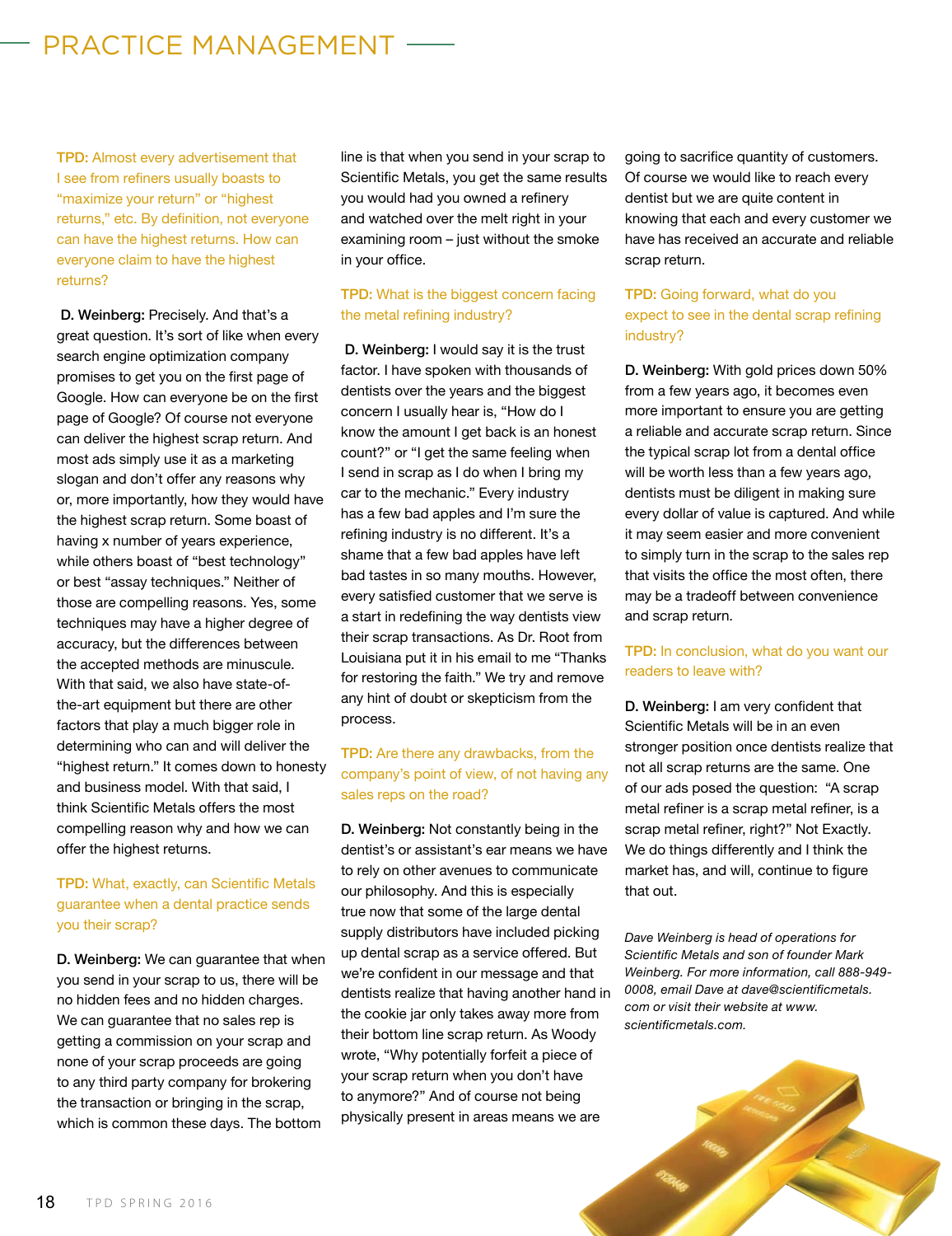**TPD:** Almost every advertisement that I see from refiners usually boasts to "maximize your return" or "highest returns," etc. By definition, not everyone can have the highest returns. How can everyone claim to have the highest returns?

**D. Weinberg:** Precisely. And that's a great question. It's sort of like when every search engine optimization company promises to get you on the first page of Google. How can everyone be on the first page of Google? Of course not everyone can deliver the highest scrap return. And most ads simply use it as a marketing slogan and don't offer any reasons why or, more importantly, how they would have the highest scrap return. Some boast of having x number of years experience, while others boast of "best technology" or best "assay techniques." Neither of those are compelling reasons. Yes, some techniques may have a higher degree of accuracy, but the differences between the accepted methods are minuscule. With that said, we also have state-of-the-art equipment but there are other factors that play a much bigger role in determining who can and will deliver the "highest return." It comes down to honesty and business model. With that said, I think Scientific Metals offers the most compelling reason why and how we can offer the highest returns.

**TPD:** What, exactly, can Scientific Metals guarantee when a dental practice sends you their scrap?

**D. Weinberg:** We can guarantee that when you send in your scrap to us, there will be no hidden fees and no hidden charges. We can guarantee that no sales rep is getting a commission on your scrap and none of your scrap proceeds are going to any third party company for brokering the transaction or bringing in the scrap, which is common these days. The bottom line is that when you send in your scrap to Scientific Metals, you get the same results you would had you owned a refinery and watched over the melt right in your examining room – just without the smoke in your office.

**TPD:** What is the biggest concern facing the metal refining industry?

**D. Weinberg:** I would say it is the trust factor. I have spoken with thousands of dentists over the years and the biggest concern I usually hear is, "How do I know the amount I get back is an honest count?" or "I get the same feeling when I send in scrap as I do when I bring my car to the mechanic." Every industry has a few bad apples and I'm sure the refining industry is no different. It's a shame that a few bad apples have left bad tastes in so many mouths. However, every satisfied customer that we serve is a start in redefining the way dentists view their scrap transactions. As Dr. Root from Louisiana put it in his email to me "Thanks for restoring the faith." We try and remove any hint of doubt or skepticism from the process.

**TPD:** Are there any drawbacks, from the company's point of view, of not having any sales reps on the road?

**D. Weinberg:** Not constantly being in the dentist's or assistant's ear means we have to rely on other avenues to communicate our philosophy. And this is especially true now that some of the large dental supply distributors have included picking up dental scrap as a service offered. But we're confident in our message and that dentists realize that having another hand in the cookie jar only takes away more from their bottom line scrap return. As Woody wrote, "Why potentially forfeit a piece of your scrap return when you don't have to anymore?" And of course not being physically present in areas means we are going to sacrifice quantity of customers. Of course we would like to reach every dentist but we are quite content in knowing that each and every customer we have has received an accurate and reliable scrap return.

**TPD:** Going forward, what do you expect to see in the dental scrap refining industry?

**D. Weinberg:** With gold prices down 50% from a few years ago, it becomes even more important to ensure you are getting a reliable and accurate scrap return. Since the typical scrap lot from a dental office will be worth less than a few years ago, dentists must be diligent in making sure every dollar of value is captured. And while it may seem easier and more convenient to simply turn in the scrap to the sales rep that visits the office the most often, there may be a tradeoff between convenience and scrap return.

**TPD:** In conclusion, what do you want our readers to leave with?

**D. Weinberg:** I am very confident that Scientific Metals will be in an even stronger position once dentists realize that not all scrap returns are the same. One of our ads posed the question: "A scrap metal refiner is a scrap metal refiner, is a scrap metal refiner, right?" Not Exactly. We do things differently and I think the market has, and will, continue to figure that out.

*Dave Weinberg is head of operations for Scientific Metals and son of founder Mark Weinberg. For more information, call 888-949-0008, email Dave at dave@scientificmetals.com or visit their website at www.scientificmetals.com.*